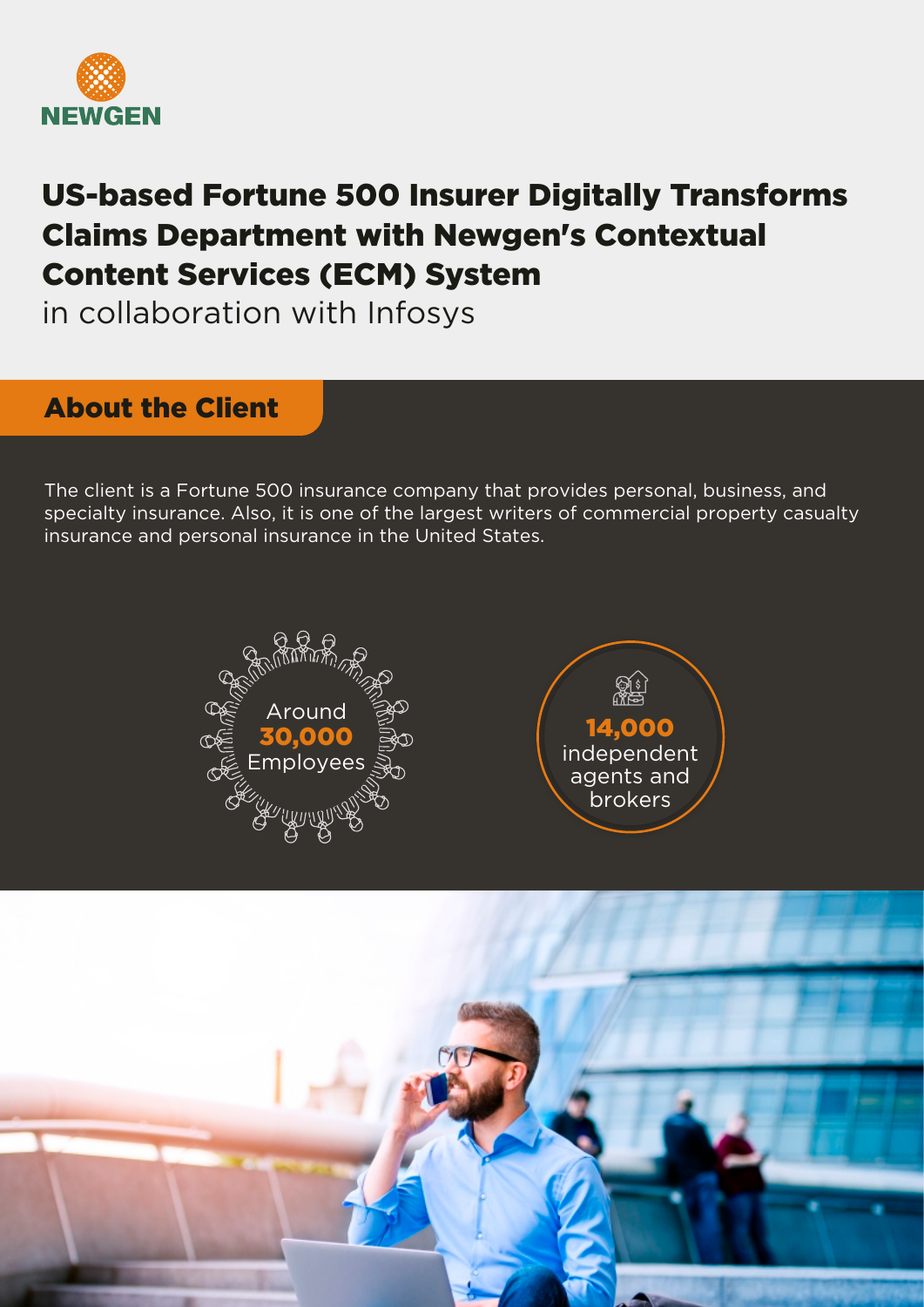NEWGEN

# US-based Fortune 500 Insurer Digitally Transforms Claims Department with Newgen's Contextual Content Services (ECM) System

in collaboration with Infosys

## About the Client

The client is a Fortune 500 insurance company that provides personal, business, and specialty insurance. Also, it is one of the largest writers of commercial property casualty insurance and personal insurance in the United States.

Around **30,000** Employees

**14,000** independent agents and brokers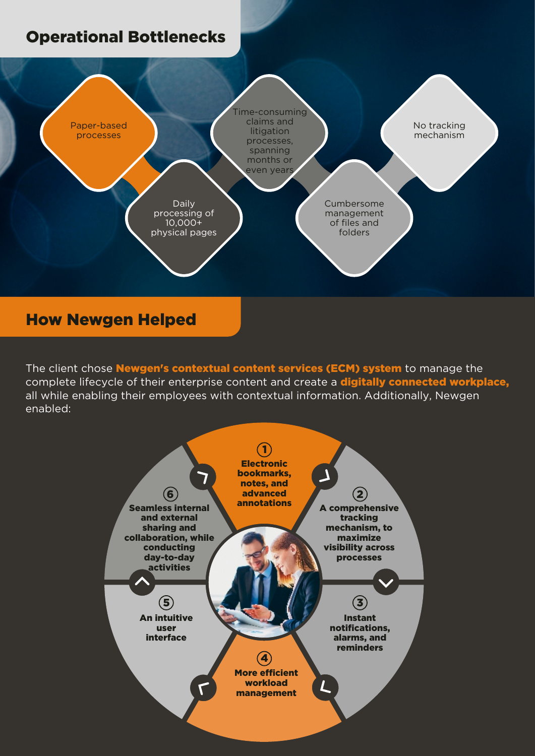## Operational Bottlenecks

- Paper-based processes
- Daily processing of 10,000+ physical pages
- Time-consuming claims and litigation processes, spanning months or even years
- Cumbersome management of files and folders
- No tracking mechanism

## How Newgen Helped

The client chose **Newgen's contextual content services (ECM) system** to manage the complete lifecycle of their enterprise content and create a **digitally connected workplace,** all while enabling their employees with contextual information. Additionally, Newgen enabled:

1. **Electronic bookmarks, notes, and advanced annotations**
2. **A comprehensive tracking mechanism, to maximize visibility across processes**
3. **Instant notifications, alarms, and reminders**
4. **More efficient workload management**
5. **An intuitive user interface**
6. **Seamless internal and external sharing and collaboration, while conducting day-to-day activities**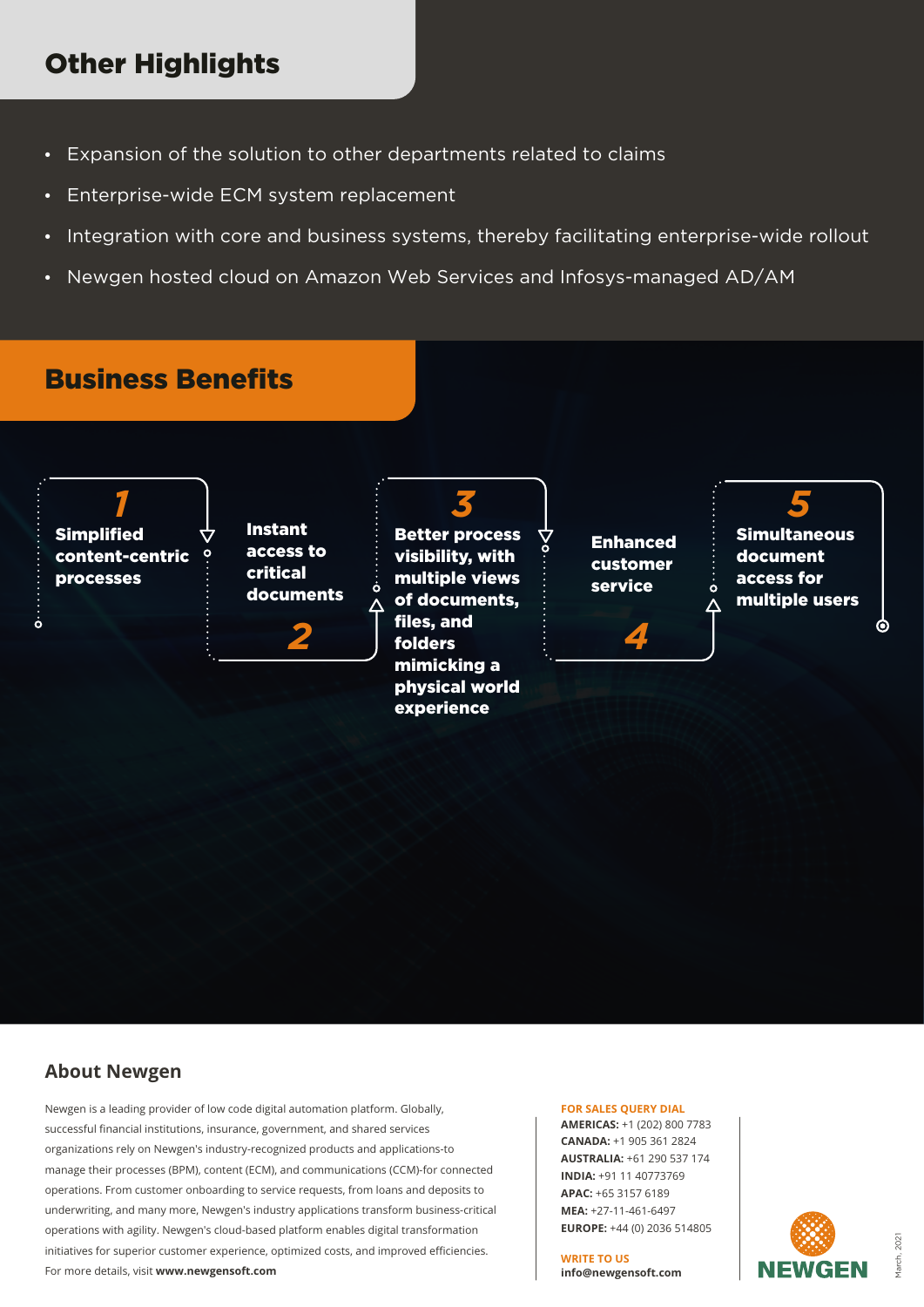## Other Highlights

- Expansion of the solution to other departments related to claims
- Enterprise-wide ECM system replacement
- Integration with core and business systems, thereby facilitating enterprise-wide rollout
- Newgen hosted cloud on Amazon Web Services and Infosys-managed AD/AM

## Business Benefits

1. **Simplified content-centric processes**
2. **Instant access to critical documents**
3. **Better process visibility, with multiple views of documents, files, and folders mimicking a physical world experience**
4. **Enhanced customer service**
5. **Simultaneous document access for multiple users**

## About Newgen

Newgen is a leading provider of low code digital automation platform. Globally, successful financial institutions, insurance, government, and shared services organizations rely on Newgen's industry-recognized products and applications-to manage their processes (BPM), content (ECM), and communications (CCM)-for connected operations. From customer onboarding to service requests, from loans and deposits to underwriting, and many more, Newgen's industry applications transform business-critical operations with agility. Newgen's cloud-based platform enables digital transformation initiatives for superior customer experience, optimized costs, and improved efficiencies. For more details, visit **www.newgensoft.com**

**FOR SALES QUERY DIAL**

**AMERICAS:** +1 (202) 800 7783
**CANADA:** +1 905 361 2824
**AUSTRALIA:** +61 290 537 174
**INDIA:** +91 11 40773769
**APAC:** +65 3157 6189
**MEA:** +27-11-461-6497
**EUROPE:** +44 (0) 2036 514805

**WRITE TO US**

**info@newgensoft.com**

NEWGEN

March, 2021